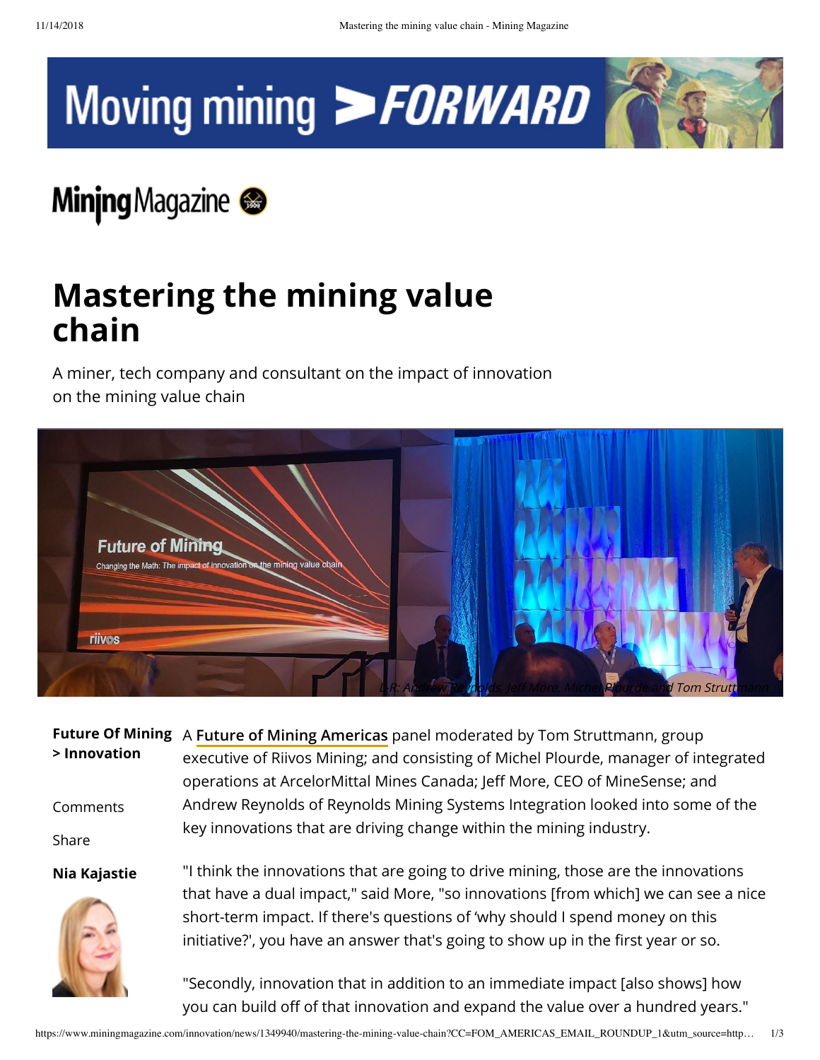# Mastering the mining value chain

A miner, tech company and consultant on the impact of innovation on the mining value chain

L-R: Andrew Reynolds, Jeff More, Michel Plourde and Tom Struttmann

**Future Of Mining > Innovation**

Comments

Share

**Nia Kajastie**

A **Future of Mining Americas** panel moderated by Tom Struttmann, group executive of Riivos Mining; and consisting of Michel Plourde, manager of integrated operations at ArcelorMittal Mines Canada; Jeff More, CEO of MineSense; and Andrew Reynolds of Reynolds Mining Systems Integration looked into some of the key innovations that are driving change within the mining industry.

"I think the innovations that are going to drive mining, those are the innovations that have a dual impact," said More, "so innovations [from which] we can see a nice short-term impact. If there's questions of 'why should I spend money on this initiative?', you have an answer that's going to show up in the first year or so.

"Secondly, innovation that in addition to an immediate impact [also shows] how you can build off of that innovation and expand the value over a hundred years."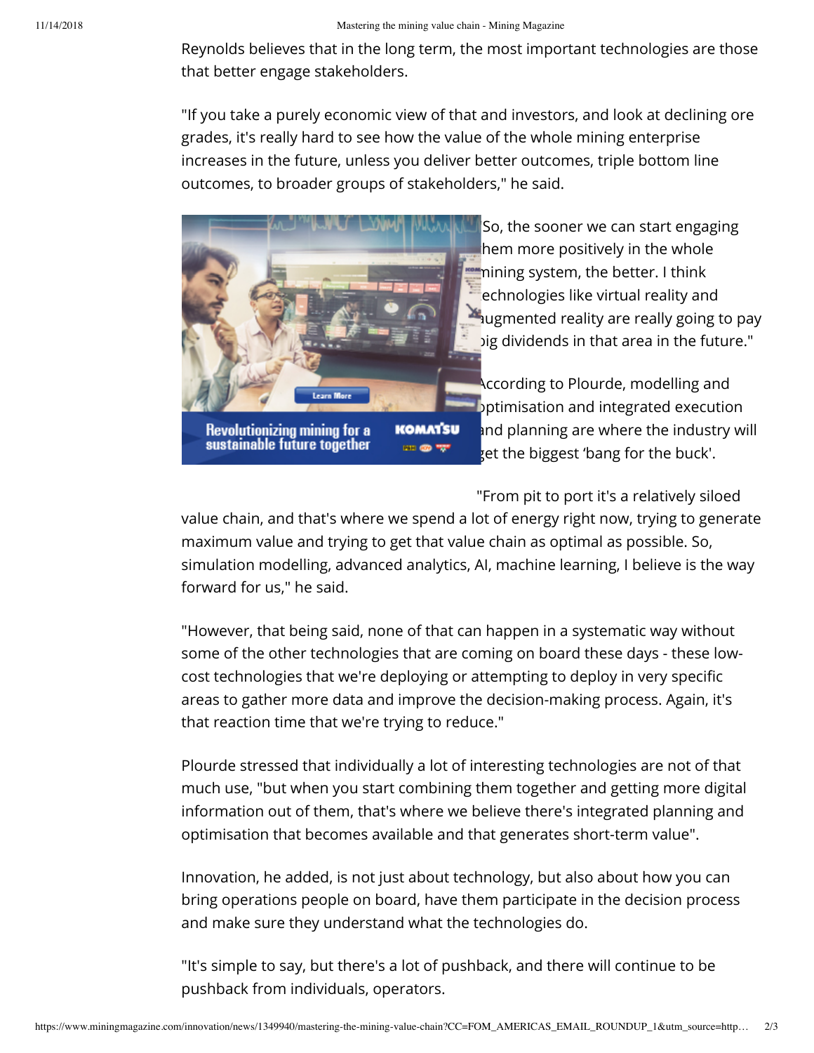Reynolds believes that in the long term, the most important technologies are those that better engage stakeholders.

"If you take a purely economic view of that and investors, and look at declining ore grades, it's really hard to see how the value of the whole mining enterprise increases in the future, unless you deliver better outcomes, triple bottom line outcomes, to broader groups of stakeholders," he said.

"So, the sooner we can start engaging them more positively in the whole mining system, the better. I think technologies like virtual reality and augmented reality are really going to pay big dividends in that area in the future."

According to Plourde, modelling and optimisation and integrated execution and planning are where the industry will get the biggest 'bang for the buck'.

"From pit to port it's a relatively siloed value chain, and that's where we spend a lot of energy right now, trying to generate maximum value and trying to get that value chain as optimal as possible. So, simulation modelling, advanced analytics, AI, machine learning, I believe is the way forward for us," he said.

"However, that being said, none of that can happen in a systematic way without some of the other technologies that are coming on board these days - these low-cost technologies that we're deploying or attempting to deploy in very specific areas to gather more data and improve the decision-making process. Again, it's that reaction time that we're trying to reduce."

Plourde stressed that individually a lot of interesting technologies are not of that much use, "but when you start combining them together and getting more digital information out of them, that's where we believe there's integrated planning and optimisation that becomes available and that generates short-term value".

Innovation, he added, is not just about technology, but also about how you can bring operations people on board, have them participate in the decision process and make sure they understand what the technologies do.

"It's simple to say, but there's a lot of pushback, and there will continue to be pushback from individuals, operators.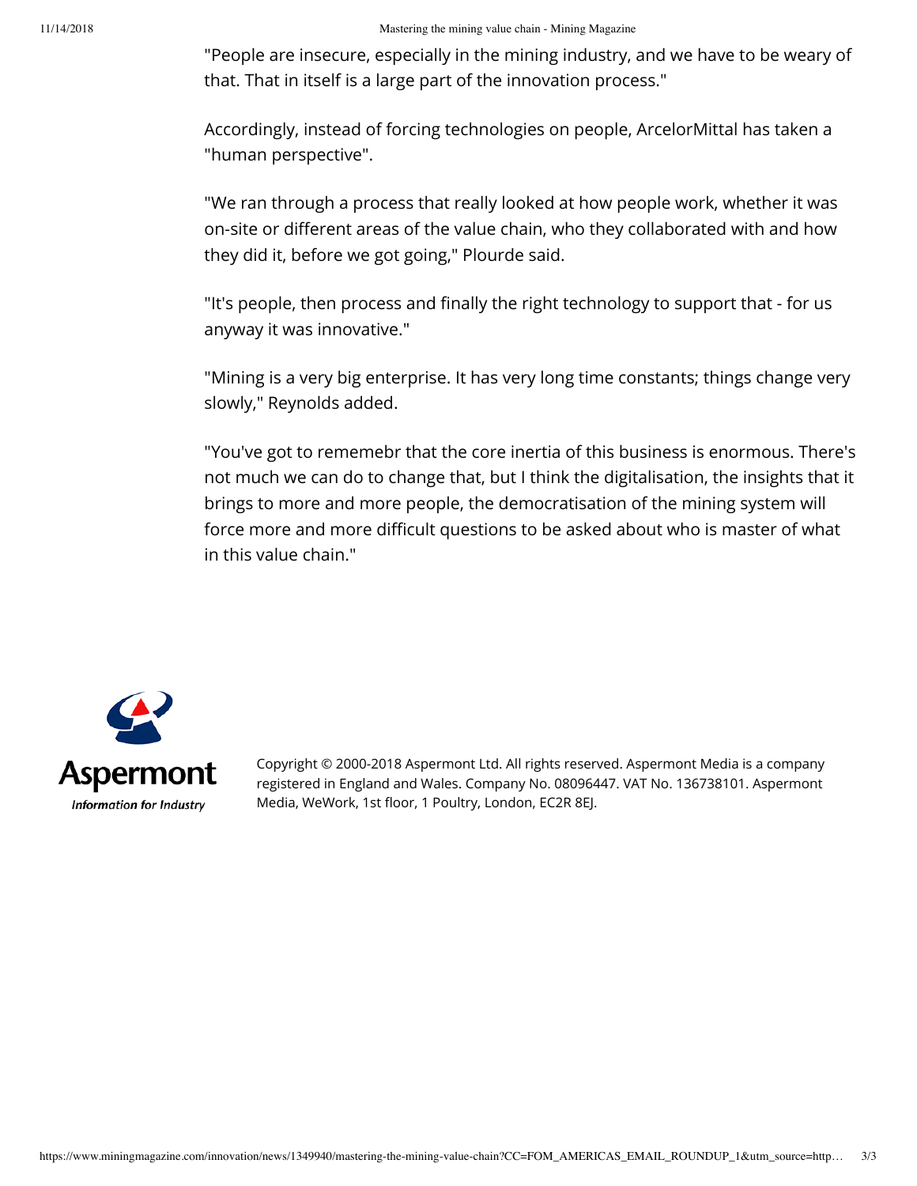"People are insecure, especially in the mining industry, and we have to be weary of that. That in itself is a large part of the innovation process."

Accordingly, instead of forcing technologies on people, ArcelorMittal has taken a "human perspective".

"We ran through a process that really looked at how people work, whether it was on-site or different areas of the value chain, who they collaborated with and how they did it, before we got going," Plourde said.

"It's people, then process and finally the right technology to support that - for us anyway it was innovative."

"Mining is a very big enterprise. It has very long time constants; things change very slowly," Reynolds added.

"You've got to rememebr that the core inertia of this business is enormous. There's not much we can do to change that, but I think the digitalisation, the insights that it brings to more and more people, the democratisation of the mining system will force more and more difficult questions to be asked about who is master of what in this value chain."

Aspermont
Information for Industry

Copyright © 2000-2018 Aspermont Ltd. All rights reserved. Aspermont Media is a company registered in England and Wales. Company No. 08096447. VAT No. 136738101. Aspermont Media, WeWork, 1st floor, 1 Poultry, London, EC2R 8EJ.